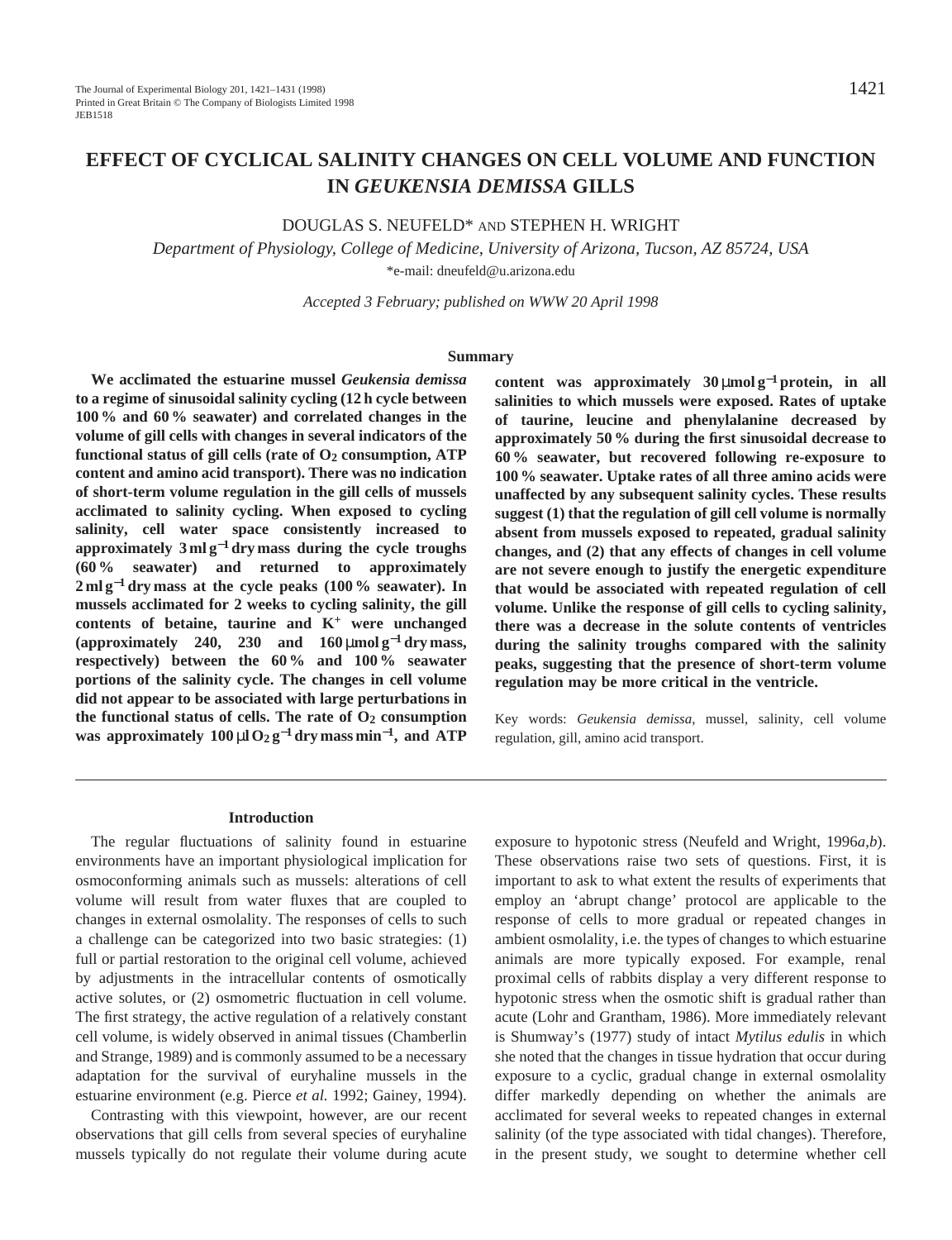# EFFECT OF CYCLICAL SALINITY CHANGES ON CELL VOLUME AND FUNCTION IN *GEUKENSIA DEMISSA* GILLS

DOUGLAS S. NEUFELD* AND STEPHEN H. WRIGHT

*Department of Physiology, College of Medicine, University of Arizona, Tucson, AZ 85724, USA*

*e-mail: dneufeld@u.arizona.edu

*Accepted 3 February; published on WWW 20 April 1998*

## Summary

**We acclimated the estuarine mussel *Geukensia demissa* to a regime of sinusoidal salinity cycling (12 h cycle between 100 % and 60 % seawater) and correlated changes in the volume of gill cells with changes in several indicators of the functional status of gill cells (rate of $O_2$ consumption, ATP content and amino acid transport). There was no indication of short-term volume regulation in the gill cells of mussels acclimated to salinity cycling. When exposed to cycling salinity, cell water space consistently increased to approximately 3 ml g$^{-1}$ dry mass during the cycle troughs (60 % seawater) and returned to approximately 2 ml g$^{-1}$ dry mass at the cycle peaks (100 % seawater). In mussels acclimated for 2 weeks to cycling salinity, the gill contents of betaine, taurine and $K^+$ were unchanged (approximately 240, 230 and 160 μmol g$^{-1}$ dry mass, respectively) between the 60 % and 100 % seawater portions of the salinity cycle. The changes in cell volume did not appear to be associated with large perturbations in the functional status of cells. The rate of $O_2$ consumption was approximately 100 μl $O_2$ g$^{-1}$ dry mass min$^{-1}$, and ATP content was approximately 30 μmol g$^{-1}$ protein, in all salinities to which mussels were exposed. Rates of uptake of taurine, leucine and phenylalanine decreased by approximately 50 % during the first sinusoidal decrease to 60 % seawater, but recovered following re-exposure to 100 % seawater. Uptake rates of all three amino acids were unaffected by any subsequent salinity cycles. These results suggest (1) that the regulation of gill cell volume is normally absent from mussels exposed to repeated, gradual salinity changes, and (2) that any effects of changes in cell volume are not severe enough to justify the energetic expenditure that would be associated with repeated regulation of cell volume. Unlike the response of gill cells to cycling salinity, there was a decrease in the solute contents of ventricles during the salinity troughs compared with the salinity peaks, suggesting that the presence of short-term volume regulation may be more critical in the ventricle.**

Key words: *Geukensia demissa*, mussel, salinity, cell volume regulation, gill, amino acid transport.

## Introduction

The regular fluctuations of salinity found in estuarine environments have an important physiological implication for osmoconforming animals such as mussels: alterations of cell volume will result from water fluxes that are coupled to changes in external osmolality. The responses of cells to such a challenge can be categorized into two basic strategies: (1) full or partial restoration to the original cell volume, achieved by adjustments in the intracellular contents of osmotically active solutes, or (2) osmometric fluctuation in cell volume. The first strategy, the active regulation of a relatively constant cell volume, is widely observed in animal tissues (Chamberlin and Strange, 1989) and is commonly assumed to be a necessary adaptation for the survival of euryhaline mussels in the estuarine environment (e.g. Pierce *et al.* 1992; Gainey, 1994).

Contrasting with this viewpoint, however, are our recent observations that gill cells from several species of euryhaline mussels typically do not regulate their volume during acute exposure to hypotonic stress (Neufeld and Wright, 1996*a*,*b*). These observations raise two sets of questions. First, it is important to ask to what extent the results of experiments that employ an 'abrupt change' protocol are applicable to the response of cells to more gradual or repeated changes in ambient osmolality, i.e. the types of changes to which estuarine animals are more typically exposed. For example, renal proximal cells of rabbits display a very different response to hypotonic stress when the osmotic shift is gradual rather than acute (Lohr and Grantham, 1986). More immediately relevant is Shumway's (1977) study of intact *Mytilus edulis* in which she noted that the changes in tissue hydration that occur during exposure to a cyclic, gradual change in external osmolality differ markedly depending on whether the animals are acclimated for several weeks to repeated changes in external salinity (of the type associated with tidal changes). Therefore, in the present study, we sought to determine whether cell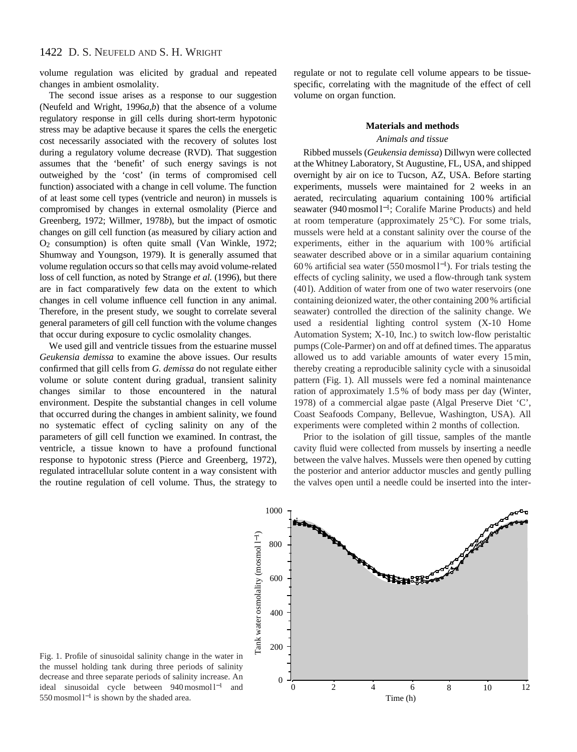volume regulation was elicited by gradual and repeated changes in ambient osmolality.

The second issue arises as a response to our suggestion (Neufeld and Wright, 1996*a*,*b*) that the absence of a volume regulatory response in gill cells during short-term hypotonic stress may be adaptive because it spares the cells the energetic cost necessarily associated with the recovery of solutes lost during a regulatory volume decrease (RVD). That suggestion assumes that the 'benefit' of such energy savings is not outweighed by the 'cost' (in terms of compromised cell function) associated with a change in cell volume. The function of at least some cell types (ventricle and neuron) in mussels is compromised by changes in external osmolality (Pierce and Greenberg, 1972; Willmer, 1978*b*), but the impact of osmotic changes on gill cell function (as measured by ciliary action and $O_2$ consumption) is often quite small (Van Winkle, 1972; Shumway and Youngson, 1979). It is generally assumed that volume regulation occurs so that cells may avoid volume-related loss of cell function, as noted by Strange *et al.* (1996), but there are in fact comparatively few data on the extent to which changes in cell volume influence cell function in any animal. Therefore, in the present study, we sought to correlate several general parameters of gill cell function with the volume changes that occur during exposure to cyclic osmolality changes.

We used gill and ventricle tissues from the estuarine mussel *Geukensia demissa* to examine the above issues. Our results confirmed that gill cells from *G. demissa* do not regulate either volume or solute content during gradual, transient salinity changes similar to those encountered in the natural environment. Despite the substantial changes in cell volume that occurred during the changes in ambient salinity, we found no systematic effect of cycling salinity on any of the parameters of gill cell function we examined. In contrast, the ventricle, a tissue known to have a profound functional response to hypotonic stress (Pierce and Greenberg, 1972), regulated intracellular solute content in a way consistent with the routine regulation of cell volume. Thus, the strategy to regulate or not to regulate cell volume appears to be tissue-specific, correlating with the magnitude of the effect of cell volume on organ function.

## Materials and methods

### *Animals and tissue*

Ribbed mussels (*Geukensia demissa*) Dillwyn were collected at the Whitney Laboratory, St Augustine, FL, USA, and shipped overnight by air on ice to Tucson, AZ, USA. Before starting experiments, mussels were maintained for 2 weeks in an aerated, recirculating aquarium containing 100 % artificial seawater (940 mosmol l$^{-1}$; Coralife Marine Products) and held at room temperature (approximately 25 °C). For some trials, mussels were held at a constant salinity over the course of the experiments, either in the aquarium with 100 % artificial seawater described above or in a similar aquarium containing 60 % artificial sea water (550 mosmol l$^{-1}$). For trials testing the effects of cycling salinity, we used a flow-through tank system (40 l). Addition of water from one of two water reservoirs (one containing deionized water, the other containing 200 % artificial seawater) controlled the direction of the salinity change. We used a residential lighting control system (X-10 Home Automation System; X-10, Inc.) to switch low-flow peristaltic pumps (Cole-Parmer) on and off at defined times. The apparatus allowed us to add variable amounts of water every 15 min, thereby creating a reproducible salinity cycle with a sinusoidal pattern (Fig. 1). All mussels were fed a nominal maintenance ration of approximately 1.5 % of body mass per day (Winter, 1978) of a commercial algae paste (Algal Preserve Diet 'C', Coast Seafoods Company, Bellevue, Washington, USA). All experiments were completed within 2 months of collection.

Prior to the isolation of gill tissue, samples of the mantle cavity fluid were collected from mussels by inserting a needle between the valve halves. Mussels were then opened by cutting the posterior and anterior adductor muscles and gently pulling the valves open until a needle could be inserted into the inter-

Fig. 1. Profile of sinusoidal salinity change in the water in the mussel holding tank during three periods of salinity decrease and three separate periods of salinity increase. An ideal sinusoidal cycle between 940 mosmol l$^{-1}$ and 550 mosmol l$^{-1}$ is shown by the shaded area.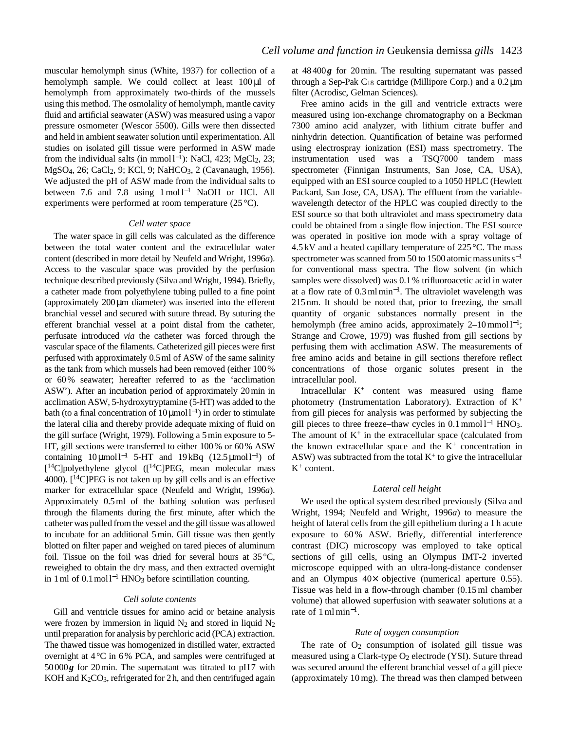muscular hemolymph sinus (White, 1937) for collection of a hemolymph sample. We could collect at least 100 μl of hemolymph from approximately two-thirds of the mussels using this method. The osmolality of hemolymph, mantle cavity fluid and artificial seawater (ASW) was measured using a vapor pressure osmometer (Wescor 5500). Gills were then dissected and held in ambient seawater solution until experimentation. All studies on isolated gill tissue were performed in ASW made from the individual salts (in mmol $l^{-1}$): NaCl, 423; $MgCl_2$, 23; $MgSO_4$, 26; $CaCl_2$, 9; KCl, 9; $NaHCO_3$, 2 (Cavanaugh, 1956). We adjusted the pH of ASW made from the individual salts to between 7.6 and 7.8 using 1 mol $l^{-1}$ NaOH or HCl. All experiments were performed at room temperature (25 °C).

### *Cell water space*

The water space in gill cells was calculated as the difference between the total water content and the extracellular water content (described in more detail by Neufeld and Wright, 1996*a*). Access to the vascular space was provided by the perfusion technique described previously (Silva and Wright, 1994). Briefly, a catheter made from polyethylene tubing pulled to a fine point (approximately 200 μm diameter) was inserted into the efferent branchial vessel and secured with suture thread. By suturing the efferent branchial vessel at a point distal from the catheter, perfusate introduced *via* the catheter was forced through the vascular space of the filaments. Catheterized gill pieces were first perfused with approximately 0.5 ml of ASW of the same salinity as the tank from which mussels had been removed (either 100 % or 60 % seawater; hereafter referred to as the 'acclimation ASW'). After an incubation period of approximately 20 min in acclimation ASW, 5-hydroxytryptamine (5-HT) was added to the bath (to a final concentration of 10 μmol $l^{-1}$) in order to stimulate the lateral cilia and thereby provide adequate mixing of fluid on the gill surface (Wright, 1979). Following a 5 min exposure to 5-HT, gill sections were transferred to either 100 % or 60 % ASW containing 10 μmol $l^{-1}$ 5-HT and 19 kBq (12.5 μmol $l^{-1}$) of [$^{14}$C]polyethylene glycol ([$^{14}$C]PEG, mean molecular mass 4000). [$^{14}$C]PEG is not taken up by gill cells and is an effective marker for extracellular space (Neufeld and Wright, 1996*a*). Approximately 0.5 ml of the bathing solution was perfused through the filaments during the first minute, after which the catheter was pulled from the vessel and the gill tissue was allowed to incubate for an additional 5 min. Gill tissue was then gently blotted on filter paper and weighed on tared pieces of aluminum foil. Tissue on the foil was dried for several hours at 35 °C, reweighed to obtain the dry mass, and then extracted overnight in 1 ml of 0.1 mol $l^{-1}$ $HNO_3$ before scintillation counting.

### *Cell solute contents*

Gill and ventricle tissues for amino acid or betaine analysis were frozen by immersion in liquid $N_2$ and stored in liquid $N_2$ until preparation for analysis by perchloric acid (PCA) extraction. The thawed tissue was homogenized in distilled water, extracted overnight at 4 °C in 6 % PCA, and samples were centrifuged at 50 000 ***g*** for 20 min. The supernatant was titrated to pH 7 with KOH and $K_2CO_3$, refrigerated for 2 h, and then centrifuged again at 48 400 ***g*** for 20 min. The resulting supernatant was passed through a Sep-Pak $C_{18}$ cartridge (Millipore Corp.) and a 0.2 μm filter (Acrodisc, Gelman Sciences).

Free amino acids in the gill and ventricle extracts were measured using ion-exchange chromatography on a Beckman 7300 amino acid analyzer, with lithium citrate buffer and ninhydrin detection. Quantification of betaine was performed using electrospray ionization (ESI) mass spectrometry. The instrumentation used was a TSQ7000 tandem mass spectrometer (Finnigan Instruments, San Jose, CA, USA), equipped with an ESI source coupled to a 1050 HPLC (Hewlett Packard, San Jose, CA, USA). The effluent from the variable-wavelength detector of the HPLC was coupled directly to the ESI source so that both ultraviolet and mass spectrometry data could be obtained from a single flow injection. The ESI source was operated in positive ion mode with a spray voltage of 4.5 kV and a heated capillary temperature of 225 °C. The mass spectrometer was scanned from 50 to 1500 atomic mass units $s^{-1}$ for conventional mass spectra. The flow solvent (in which samples were dissolved) was 0.1 % trifluoroacetic acid in water at a flow rate of 0.3 ml $min^{-1}$. The ultraviolet wavelength was 215 nm. It should be noted that, prior to freezing, the small quantity of organic substances normally present in the hemolymph (free amino acids, approximately 2–10 mmol $l^{-1}$; Strange and Crowe, 1979) was flushed from gill sections by perfusing them with acclimation ASW. The measurements of free amino acids and betaine in gill sections therefore reflect concentrations of those organic solutes present in the intracellular pool.

Intracellular $K^+$ content was measured using flame photometry (Instrumentation Laboratory). Extraction of $K^+$ from gill pieces for analysis was performed by subjecting the gill pieces to three freeze–thaw cycles in 0.1 mmol $l^{-1}$ $HNO_3$. The amount of $K^+$ in the extracellular space (calculated from the known extracellular space and the $K^+$ concentration in ASW) was subtracted from the total $K^+$ to give the intracellular $K^+$ content.

### *Lateral cell height*

We used the optical system described previously (Silva and Wright, 1994; Neufeld and Wright, 1996*a*) to measure the height of lateral cells from the gill epithelium during a 1 h acute exposure to 60 % ASW. Briefly, differential interference contrast (DIC) microscopy was employed to take optical sections of gill cells, using an Olympus IMT-2 inverted microscope equipped with an ultra-long-distance condenser and an Olympus 40× objective (numerical aperture 0.55). Tissue was held in a flow-through chamber (0.15 ml chamber volume) that allowed superfusion with seawater solutions at a rate of 1 ml $min^{-1}$.

### *Rate of oxygen consumption*

The rate of $O_2$ consumption of isolated gill tissue was measured using a Clark-type $O_2$ electrode (YSI). Suture thread was secured around the efferent branchial vessel of a gill piece (approximately 10 mg). The thread was then clamped between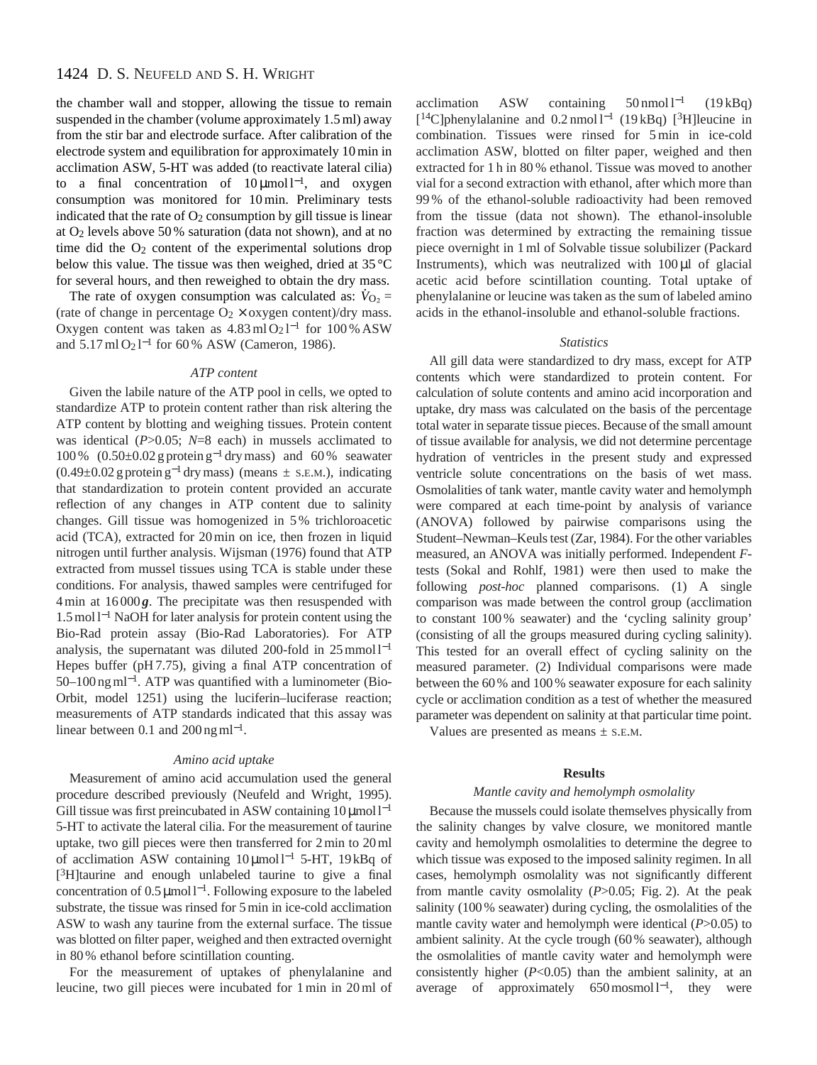the chamber wall and stopper, allowing the tissue to remain suspended in the chamber (volume approximately 1.5 ml) away from the stir bar and electrode surface. After calibration of the electrode system and equilibration for approximately 10 min in acclimation ASW, 5-HT was added (to reactivate lateral cilia) to a final concentration of 10 μmol l$^{-1}$, and oxygen consumption was monitored for 10 min. Preliminary tests indicated that the rate of $O_2$ consumption by gill tissue is linear at $O_2$ levels above 50 % saturation (data not shown), and at no time did the $O_2$ content of the experimental solutions drop below this value. The tissue was then weighed, dried at 35 °C for several hours, and then reweighed to obtain the dry mass.

The rate of oxygen consumption was calculated as: $\dot{V}_{O_2}$ = (rate of change in percentage $O_2$ × oxygen content)/dry mass. Oxygen content was taken as 4.83 ml $O_2$ l$^{-1}$ for 100 % ASW and 5.17 ml $O_2$ l$^{-1}$ for 60 % ASW (Cameron, 1986).

### *ATP content*

Given the labile nature of the ATP pool in cells, we opted to standardize ATP to protein content rather than risk altering the ATP content by blotting and weighing tissues. Protein content was identical ($P$>0.05; $N$=8 each) in mussels acclimated to 100 % (0.50±0.02 g protein g$^{-1}$ dry mass) and 60 % seawater (0.49±0.02 g protein g$^{-1}$ dry mass) (means ± S.E.M.), indicating that standardization to protein content provided an accurate reflection of any changes in ATP content due to salinity changes. Gill tissue was homogenized in 5 % trichloroacetic acid (TCA), extracted for 20 min on ice, then frozen in liquid nitrogen until further analysis. Wijsman (1976) found that ATP extracted from mussel tissues using TCA is stable under these conditions. For analysis, thawed samples were centrifuged for 4 min at 16 000 ***g***. The precipitate was then resuspended with 1.5 mol l$^{-1}$ NaOH for later analysis for protein content using the Bio-Rad protein assay (Bio-Rad Laboratories). For ATP analysis, the supernatant was diluted 200-fold in 25 mmol l$^{-1}$ Hepes buffer (pH 7.75), giving a final ATP concentration of 50–100 ng ml$^{-1}$. ATP was quantified with a luminometer (Bio-Orbit, model 1251) using the luciferin–luciferase reaction; measurements of ATP standards indicated that this assay was linear between 0.1 and 200 ng ml$^{-1}$.

### *Amino acid uptake*

Measurement of amino acid accumulation used the general procedure described previously (Neufeld and Wright, 1995). Gill tissue was first preincubated in ASW containing 10 μmol l$^{-1}$ 5-HT to activate the lateral cilia. For the measurement of taurine uptake, two gill pieces were then transferred for 2 min to 20 ml of acclimation ASW containing 10 μmol l$^{-1}$ 5-HT, 19 kBq of [$^{3}$H]taurine and enough unlabeled taurine to give a final concentration of 0.5 μmol l$^{-1}$. Following exposure to the labeled substrate, the tissue was rinsed for 5 min in ice-cold acclimation ASW to wash any taurine from the external surface. The tissue was blotted on filter paper, weighed and then extracted overnight in 80 % ethanol before scintillation counting.

For the measurement of uptakes of phenylalanine and leucine, two gill pieces were incubated for 1 min in 20 ml of acclimation ASW containing 50 nmol l$^{-1}$ (19 kBq) [$^{14}$C]phenylalanine and 0.2 nmol l$^{-1}$ (19 kBq) [$^{3}$H]leucine in combination. Tissues were rinsed for 5 min in ice-cold acclimation ASW, blotted on filter paper, weighed and then extracted for 1 h in 80 % ethanol. Tissue was moved to another vial for a second extraction with ethanol, after which more than 99 % of the ethanol-soluble radioactivity had been removed from the tissue (data not shown). The ethanol-insoluble fraction was determined by extracting the remaining tissue piece overnight in 1 ml of Solvable tissue solubilizer (Packard Instruments), which was neutralized with 100 μl of glacial acetic acid before scintillation counting. Total uptake of phenylalanine or leucine was taken as the sum of labeled amino acids in the ethanol-insoluble and ethanol-soluble fractions.

### *Statistics*

All gill data were standardized to dry mass, except for ATP contents which were standardized to protein content. For calculation of solute contents and amino acid incorporation and uptake, dry mass was calculated on the basis of the percentage total water in separate tissue pieces. Because of the small amount of tissue available for analysis, we did not determine percentage hydration of ventricles in the present study and expressed ventricle solute concentrations on the basis of wet mass. Osmolalities of tank water, mantle cavity water and hemolymph were compared at each time-point by analysis of variance (ANOVA) followed by pairwise comparisons using the Student–Newman–Keuls test (Zar, 1984). For the other variables measured, an ANOVA was initially performed. Independent $F$-tests (Sokal and Rohlf, 1981) were then used to make the following *post-hoc* planned comparisons. (1) A single comparison was made between the control group (acclimation to constant 100 % seawater) and the 'cycling salinity group' (consisting of all the groups measured during cycling salinity). This tested for an overall effect of cycling salinity on the measured parameter. (2) Individual comparisons were made between the 60 % and 100 % seawater exposure for each salinity cycle or acclimation condition as a test of whether the measured parameter was dependent on salinity at that particular time point.

Values are presented as means ± S.E.M.

## Results

### *Mantle cavity and hemolymph osmolality*

Because the mussels could isolate themselves physically from the salinity changes by valve closure, we monitored mantle cavity and hemolymph osmolalities to determine the degree to which tissue was exposed to the imposed salinity regimen. In all cases, hemolymph osmolality was not significantly different from mantle cavity osmolality ($P$>0.05; Fig. 2). At the peak salinity (100 % seawater) during cycling, the osmolalities of the mantle cavity water and hemolymph were identical ($P$>0.05) to ambient salinity. At the cycle trough (60 % seawater), although the osmolalities of mantle cavity water and hemolymph were consistently higher ($P$<0.05) than the ambient salinity, at an average of approximately 650 mosmol l$^{-1}$, they were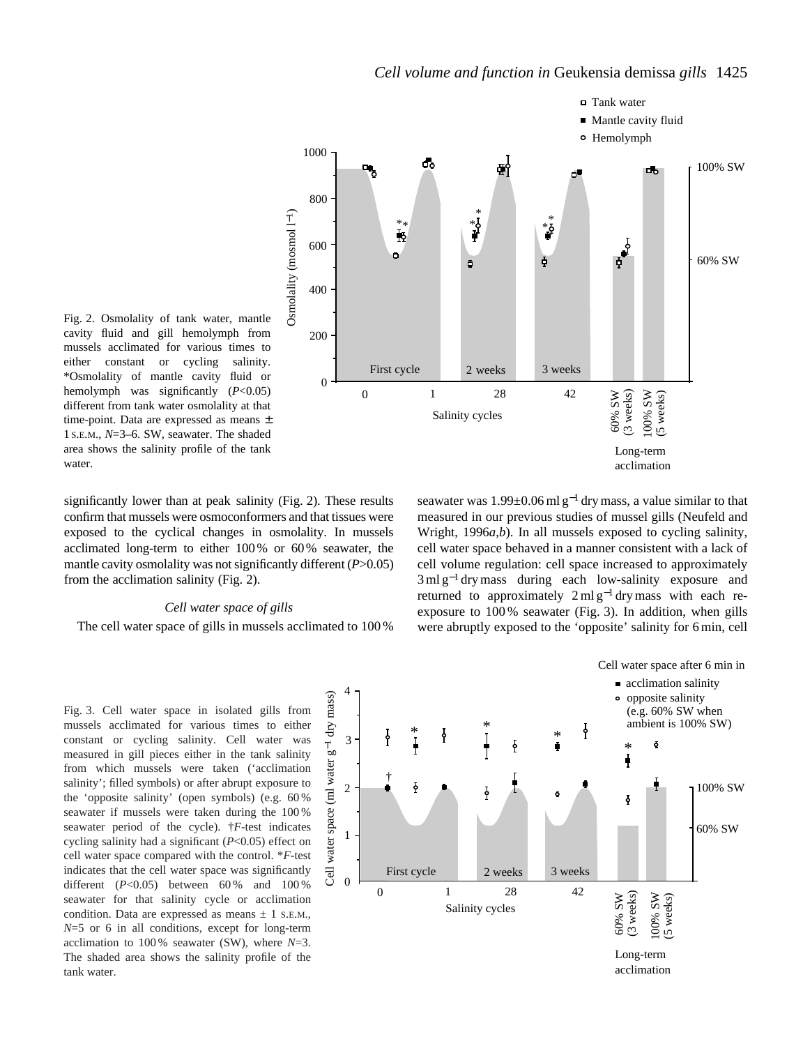Fig. 2. Osmolality of tank water, mantle cavity fluid and gill hemolymph from mussels acclimated for various times to either constant or cycling salinity. *Osmolality of mantle cavity fluid or hemolymph was significantly ($P$<0.05) different from tank water osmolality at that time-point. Data are expressed as means ± 1 S.E.M., $N$=3–6. SW, seawater. The shaded area shows the salinity profile of the tank water.

significantly lower than at peak salinity (Fig. 2). These results confirm that mussels were osmoconformers and that tissues were exposed to the cyclical changes in osmolality. In mussels acclimated long-term to either 100 % or 60 % seawater, the mantle cavity osmolality was not significantly different ($P$>0.05) from the acclimation salinity (Fig. 2).

### *Cell water space of gills*

The cell water space of gills in mussels acclimated to 100 % seawater was 1.99±0.06 ml $g^{-1}$ dry mass, a value similar to that measured in our previous studies of mussel gills (Neufeld and Wright, 1996*a*,*b*). In all mussels exposed to cycling salinity, cell water space behaved in a manner consistent with a lack of cell volume regulation: cell space increased to approximately 3 ml $g^{-1}$ dry mass during each low-salinity exposure and returned to approximately 2 ml $g^{-1}$ dry mass with each re-exposure to 100 % seawater (Fig. 3). In addition, when gills were abruptly exposed to the 'opposite' salinity for 6 min, cell

Fig. 3. Cell water space in isolated gills from mussels acclimated for various times to either constant or cycling salinity. Cell water was measured in gill pieces either in the tank salinity from which mussels were taken ('acclimation salinity'; filled symbols) or after abrupt exposure to the 'opposite salinity' (open symbols) (e.g. 60 % seawater if mussels were taken during the 100 % seawater period of the cycle). †$F$-test indicates cycling salinity had a significant ($P$<0.05) effect on cell water space compared with the control. *$F$-test indicates that the cell water space was significantly different ($P$<0.05) between 60 % and 100 % seawater for that salinity cycle or acclimation condition. Data are expressed as means ± 1 S.E.M., $N$=5 or 6 in all conditions, except for long-term acclimation to 100 % seawater (SW), where $N$=3. The shaded area shows the salinity profile of the tank water.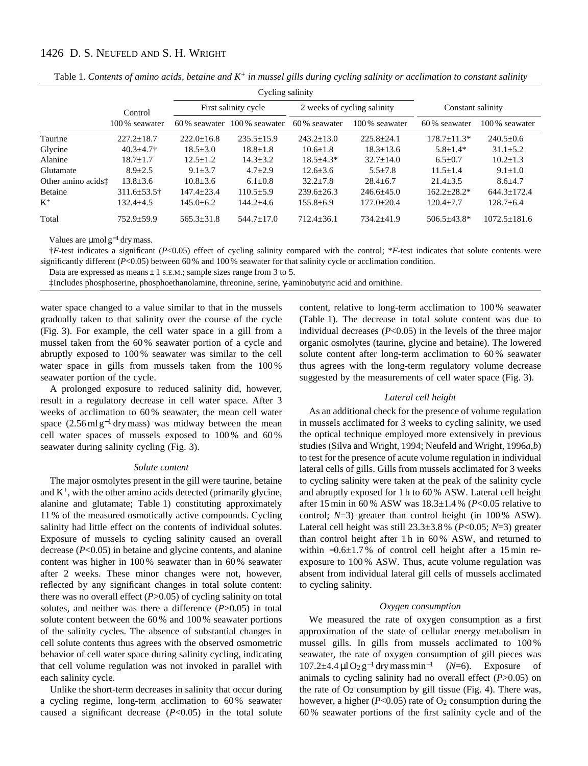Table 1. *Contents of amino acids, betaine and $K^+$ in mussel gills during cycling salinity or acclimation to constant salinity*

| | Control | Cycling salinity | | | | Constant salinity | |
|---|---|---|---|---|---|---|---|
| | | First salinity cycle | | 2 weeks of cycling salinity | | | |
| | 100 % seawater | 60 % seawater | 100 % seawater | 60 % seawater | 100 % seawater | 60 % seawater | 100 % seawater |
| Taurine | 227.2±18.7 | 222.0±16.8 | 235.5±15.9 | 243.2±13.0 | 225.8±24.1 | 178.7±11.3* | 240.5±0.6 |
| Glycine | 40.3±4.7† | 18.5±3.0 | 18.8±1.8 | 10.6±1.8 | 18.3±13.6 | 5.8±1.4* | 31.1±5.2 |
| Alanine | 18.7±1.7 | 12.5±1.2 | 14.3±3.2 | 18.5±4.3* | 32.7±14.0 | 6.5±0.7 | 10.2±1.3 |
| Glutamate | 8.9±2.5 | 9.1±3.7 | 4.7±2.9 | 12.6±3.6 | 5.5±7.8 | 11.5±1.4 | 9.1±1.0 |
| Other amino acids‡ | 13.8±3.6 | 10.8±3.6 | 6.1±0.8 | 32.2±7.8 | 28.4±6.7 | 21.4±3.5 | 8.6±4.7 |
| Betaine | 311.6±53.5† | 147.4±23.4 | 110.5±5.9 | 239.6±26.3 | 246.6±45.0 | 162.2±28.2* | 644.3±172.4 |
| $K^+$ | 132.4±4.5 | 145.0±6.2 | 144.2±4.6 | 155.8±6.9 | 177.0±20.4 | 120.4±7.7 | 128.7±6.4 |
| Total | 752.9±59.9 | 565.3±31.8 | 544.7±17.0 | 712.4±36.1 | 734.2±41.9 | 506.5±43.8* | 1072.5±181.6 |

Values are μmol g$^{-1}$ dry mass.

†*F*-test indicates a significant ($P$<0.05) effect of cycling salinity compared with the control; **F*-test indicates that solute contents were significantly different ($P$<0.05) between 60 % and 100 % seawater for that salinity cycle or acclimation condition.

Data are expressed as means ± 1 S.E.M.; sample sizes range from 3 to 5.

‡Includes phosphoserine, phosphoethanolamine, threonine, serine, γ-aminobutyric acid and ornithine.

water space changed to a value similar to that in the mussels gradually taken to that salinity over the course of the cycle (Fig. 3). For example, the cell water space in a gill from a mussel taken from the 60 % seawater portion of a cycle and abruptly exposed to 100 % seawater was similar to the cell water space in gills from mussels taken from the 100 % seawater portion of the cycle.

A prolonged exposure to reduced salinity did, however, result in a regulatory decrease in cell water space. After 3 weeks of acclimation to 60 % seawater, the mean cell water space (2.56 ml g$^{-1}$ dry mass) was midway between the mean cell water spaces of mussels exposed to 100 % and 60 % seawater during salinity cycling (Fig. 3).

### *Solute content*

The major osmolytes present in the gill were taurine, betaine and $K^+$, with the other amino acids detected (primarily glycine, alanine and glutamate; Table 1) constituting approximately 11 % of the measured osmotically active compounds. Cycling salinity had little effect on the contents of individual solutes. Exposure of mussels to cycling salinity caused an overall decrease ($P$<0.05) in betaine and glycine contents, and alanine content was higher in 100 % seawater than in 60 % seawater after 2 weeks. These minor changes were not, however, reflected by any significant changes in total solute content: there was no overall effect ($P$>0.05) of cycling salinity on total solutes, and neither was there a difference ($P$>0.05) in total solute content between the 60 % and 100 % seawater portions of the salinity cycles. The absence of substantial changes in cell solute contents thus agrees with the observed osmometric behavior of cell water space during salinity cycling, indicating that cell volume regulation was not invoked in parallel with each salinity cycle.

Unlike the short-term decreases in salinity that occur during a cycling regime, long-term acclimation to 60 % seawater caused a significant decrease ($P$<0.05) in the total solute content, relative to long-term acclimation to 100 % seawater (Table 1). The decrease in total solute content was due to individual decreases ($P$<0.05) in the levels of the three major organic osmolytes (taurine, glycine and betaine). The lowered solute content after long-term acclimation to 60 % seawater thus agrees with the long-term regulatory volume decrease suggested by the measurements of cell water space (Fig. 3).

### *Lateral cell height*

As an additional check for the presence of volume regulation in mussels acclimated for 3 weeks to cycling salinity, we used the optical technique employed more extensively in previous studies (Silva and Wright, 1994; Neufeld and Wright, 1996*a*,*b*) to test for the presence of acute volume regulation in individual lateral cells of gills. Gills from mussels acclimated for 3 weeks to cycling salinity were taken at the peak of the salinity cycle and abruptly exposed for 1 h to 60 % ASW. Lateral cell height after 15 min in 60 % ASW was 18.3±1.4 % ($P$<0.05 relative to control; $N$=3) greater than control height (in 100 % ASW). Lateral cell height was still 23.3±3.8 % ($P$<0.05; $N$=3) greater than control height after 1 h in 60 % ASW, and returned to within −0.6±1.7 % of control cell height after a 15 min re-exposure to 100 % ASW. Thus, acute volume regulation was absent from individual lateral gill cells of mussels acclimated to cycling salinity.

### *Oxygen consumption*

We measured the rate of oxygen consumption as a first approximation of the state of cellular energy metabolism in mussel gills. In gills from mussels acclimated to 100 % seawater, the rate of oxygen consumption of gill pieces was 107.2±4.4 μl $O_2$ g$^{-1}$ dry mass min$^{-1}$ ($N$=6). Exposure of animals to cycling salinity had no overall effect ($P$>0.05) on the rate of $O_2$ consumption by gill tissue (Fig. 4). There was, however, a higher ($P$<0.05) rate of $O_2$ consumption during the 60 % seawater portions of the first salinity cycle and of the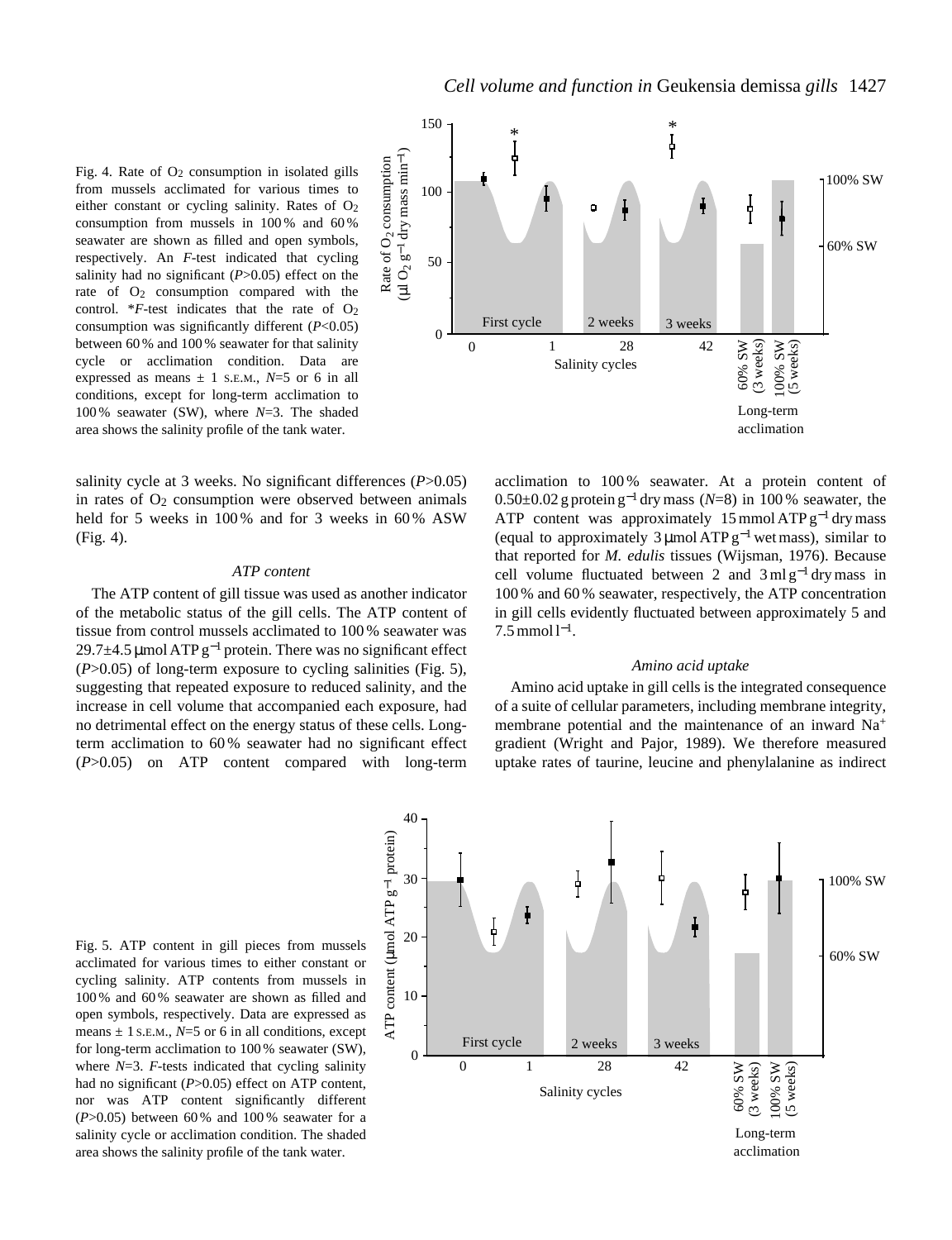Fig. 4. Rate of $O_2$ consumption in isolated gills from mussels acclimated for various times to either constant or cycling salinity. Rates of $O_2$ consumption from mussels in 100 % and 60 % seawater are shown as filled and open symbols, respectively. An *F*-test indicated that cycling salinity had no significant ($P>0.05$) effect on the rate of $O_2$ consumption compared with the control. \**F*-test indicates that the rate of $O_2$ consumption was significantly different ($P<0.05$) between 60 % and 100 % seawater for that salinity cycle or acclimation condition. Data are expressed as means ± 1 S.E.M., $N=5$ or 6 in all conditions, except for long-term acclimation to 100 % seawater (SW), where $N=3$. The shaded area shows the salinity profile of the tank water.

salinity cycle at 3 weeks. No significant differences ($P>0.05$) in rates of $O_2$ consumption were observed between animals held for 5 weeks in 100 % and for 3 weeks in 60 % ASW (Fig. 4).

### ATP content

The ATP content of gill tissue was used as another indicator of the metabolic status of the gill cells. The ATP content of tissue from control mussels acclimated to 100 % seawater was 29.7±4.5 μmol ATP $g^{-1}$ protein. There was no significant effect ($P>0.05$) of long-term exposure to cycling salinities (Fig. 5), suggesting that repeated exposure to reduced salinity, and the increase in cell volume that accompanied each exposure, had no detrimental effect on the energy status of these cells. Long-term acclimation to 60 % seawater had no significant effect ($P>0.05$) on ATP content compared with long-term acclimation to 100 % seawater. At a protein content of 0.50±0.02 g protein $g^{-1}$ dry mass ($N=8$) in 100 % seawater, the ATP content was approximately 15 mmol ATP $g^{-1}$ dry mass (equal to approximately 3 μmol ATP $g^{-1}$ wet mass), similar to that reported for *M. edulis* tissues (Wijsman, 1976). Because cell volume fluctuated between 2 and 3 ml $g^{-1}$ dry mass in 100 % and 60 % seawater, respectively, the ATP concentration in gill cells evidently fluctuated between approximately 5 and 7.5 mmol $l^{-1}$.

### Amino acid uptake

Amino acid uptake in gill cells is the integrated consequence of a suite of cellular parameters, including membrane integrity, membrane potential and the maintenance of an inward $Na^+$ gradient (Wright and Pajor, 1989). We therefore measured uptake rates of taurine, leucine and phenylalanine as indirect

Fig. 5. ATP content in gill pieces from mussels acclimated for various times to either constant or cycling salinity. ATP contents from mussels in 100 % and 60 % seawater are shown as filled and open symbols, respectively. Data are expressed as means ± 1 S.E.M., $N=5$ or 6 in all conditions, except for long-term acclimation to 100 % seawater (SW), where $N=3$. *F*-tests indicated that cycling salinity had no significant ($P>0.05$) effect on ATP content, nor was ATP content significantly different ($P>0.05$) between 60 % and 100 % seawater for a salinity cycle or acclimation condition. The shaded area shows the salinity profile of the tank water.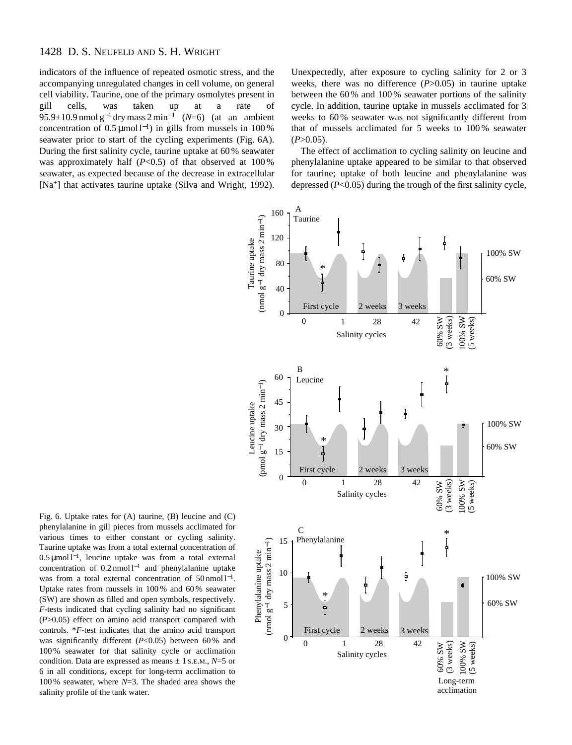indicators of the influence of repeated osmotic stress, and the accompanying unregulated changes in cell volume, on general cell viability. Taurine, one of the primary osmolytes present in gill cells, was taken up at a rate of 95.9±10.9 nmol g$^{-1}$ dry mass 2 min$^{-1}$ ($N$=6) (at an ambient concentration of 0.5 μmol l$^{-1}$) in gills from mussels in 100 % seawater prior to start of the cycling experiments (Fig. 6A). During the first salinity cycle, taurine uptake at 60 % seawater was approximately half ($P$<0.5) of that observed at 100 % seawater, as expected because of the decrease in extracellular [$Na^+$] that activates taurine uptake (Silva and Wright, 1992). Unexpectedly, after exposure to cycling salinity for 2 or 3 weeks, there was no difference ($P$>0.05) in taurine uptake between the 60 % and 100 % seawater portions of the salinity cycle. In addition, taurine uptake in mussels acclimated for 3 weeks to 60 % seawater was not significantly different from that of mussels acclimated for 5 weeks to 100 % seawater ($P$>0.05).

The effect of acclimation to cycling salinity on leucine and phenylalanine uptake appeared to be similar to that observed for taurine; uptake of both leucine and phenylalanine was depressed ($P$<0.05) during the trough of the first salinity cycle,

Fig. 6. Uptake rates for (A) taurine, (B) leucine and (C) phenylalanine in gill pieces from mussels acclimated for various times to either constant or cycling salinity. Taurine uptake was from a total external concentration of 0.5 μmol l$^{-1}$, leucine uptake was from a total external concentration of 0.2 nmol l$^{-1}$ and phenylalanine uptake was from a total external concentration of 50 nmol l$^{-1}$. Uptake rates from mussels in 100 % and 60 % seawater (SW) are shown as filled and open symbols, respectively. $F$-tests indicated that cycling salinity had no significant ($P$>0.05) effect on amino acid transport compared with controls. *$F$-test indicates that the amino acid transport was significantly different ($P$<0.05) between 60 % and 100 % seawater for that salinity cycle or acclimation condition. Data are expressed as means ± 1 S.E.M., $N$=5 or 6 in all conditions, except for long-term acclimation to 100 % seawater, where $N$=3. The shaded area shows the salinity profile of the tank water.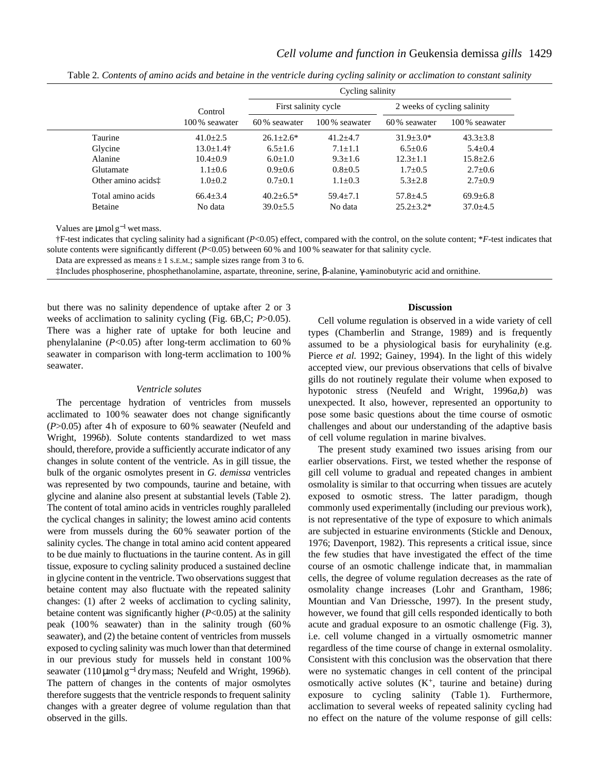Table 2. *Contents of amino acids and betaine in the ventricle during cycling salinity or acclimation to constant salinity*

| | Control | Cycling salinity | | | |
|---|---|---|---|---|---|
| | | First salinity cycle | | 2 weeks of cycling salinity | |
| | 100 % seawater | 60 % seawater | 100 % seawater | 60 % seawater | 100 % seawater |
| Taurine | 41.0±2.5 | 26.1±2.6* | 41.2±4.7 | 31.9±3.0* | 43.3±3.8 |
| Glycine | 13.0±1.4† | 6.5±1.6 | 7.1±1.1 | 6.5±0.6 | 5.4±0.4 |
| Alanine | 10.4±0.9 | 6.0±1.0 | 9.3±1.6 | 12.3±1.1 | 15.8±2.6 |
| Glutamate | 1.1±0.6 | 0.9±0.6 | 0.8±0.5 | 1.7±0.5 | 2.7±0.6 |
| Other amino acids‡ | 1.0±0.2 | 0.7±0.1 | 1.1±0.3 | 5.3±2.8 | 2.7±0.9 |
| Total amino acids | 66.4±3.4 | 40.2±6.5* | 59.4±7.1 | 57.8±4.5 | 69.9±6.8 |
| Betaine | No data | 39.0±5.5 | No data | 25.2±3.2* | 37.0±4.5 |

Values are μmol g$^{-1}$ wet mass.

†F-test indicates that cycling salinity had a significant ($P$<0.05) effect, compared with the control, on the solute content; *$F$-test indicates that solute contents were significantly different ($P$<0.05) between 60 % and 100 % seawater for that salinity cycle.

Data are expressed as means ± 1 S.E.M.; sample sizes range from 3 to 6.

‡Includes phosphoserine, phosphethanolamine, aspartate, threonine, serine, β-alanine, γ-aminobutyric acid and ornithine.

but there was no salinity dependence of uptake after 2 or 3 weeks of acclimation to salinity cycling (Fig. 6B,C; $P$>0.05). There was a higher rate of uptake for both leucine and phenylalanine ($P$<0.05) after long-term acclimation to 60 % seawater in comparison with long-term acclimation to 100 % seawater.

### *Ventricle solutes*

The percentage hydration of ventricles from mussels acclimated to 100 % seawater does not change significantly ($P$>0.05) after 4 h of exposure to 60 % seawater (Neufeld and Wright, 1996*b*). Solute contents standardized to wet mass should, therefore, provide a sufficiently accurate indicator of any changes in solute content of the ventricle. As in gill tissue, the bulk of the organic osmolytes present in *G. demissa* ventricles was represented by two compounds, taurine and betaine, with glycine and alanine also present at substantial levels (Table 2). The content of total amino acids in ventricles roughly paralleled the cyclical changes in salinity; the lowest amino acid contents were from mussels during the 60 % seawater portion of the salinity cycles. The change in total amino acid content appeared to be due mainly to fluctuations in the taurine content. As in gill tissue, exposure to cycling salinity produced a sustained decline in glycine content in the ventricle. Two observations suggest that betaine content may also fluctuate with the repeated salinity changes: (1) after 2 weeks of acclimation to cycling salinity, betaine content was significantly higher ($P$<0.05) at the salinity peak (100 % seawater) than in the salinity trough (60 % seawater), and (2) the betaine content of ventricles from mussels exposed to cycling salinity was much lower than that determined in our previous study for mussels held in constant 100 % seawater (110 μmol g$^{-1}$ dry mass; Neufeld and Wright, 1996*b*). The pattern of changes in the contents of major osmolytes therefore suggests that the ventricle responds to frequent salinity changes with a greater degree of volume regulation than that observed in the gills.

## Discussion

Cell volume regulation is observed in a wide variety of cell types (Chamberlin and Strange, 1989) and is frequently assumed to be a physiological basis for euryhalinity (e.g. Pierce *et al.* 1992; Gainey, 1994). In the light of this widely accepted view, our previous observations that cells of bivalve gills do not routinely regulate their volume when exposed to hypotonic stress (Neufeld and Wright, 1996*a*,*b*) was unexpected. It also, however, represented an opportunity to pose some basic questions about the time course of osmotic challenges and about our understanding of the adaptive basis of cell volume regulation in marine bivalves.

The present study examined two issues arising from our earlier observations. First, we tested whether the response of gill cell volume to gradual and repeated changes in ambient osmolality is similar to that occurring when tissues are acutely exposed to osmotic stress. The latter paradigm, though commonly used experimentally (including our previous work), is not representative of the type of exposure to which animals are subjected in estuarine environments (Stickle and Denoux, 1976; Davenport, 1982). This represents a critical issue, since the few studies that have investigated the effect of the time course of an osmotic challenge indicate that, in mammalian cells, the degree of volume regulation decreases as the rate of osmolality change increases (Lohr and Grantham, 1986; Mountian and Van Driessche, 1997). In the present study, however, we found that gill cells responded identically to both acute and gradual exposure to an osmotic challenge (Fig. 3), i.e. cell volume changed in a virtually osmometric manner regardless of the time course of change in external osmolality. Consistent with this conclusion was the observation that there were no systematic changes in cell content of the principal osmotically active solutes ($K^+$, taurine and betaine) during exposure to cycling salinity (Table 1). Furthermore, acclimation to several weeks of repeated salinity cycling had no effect on the nature of the volume response of gill cells: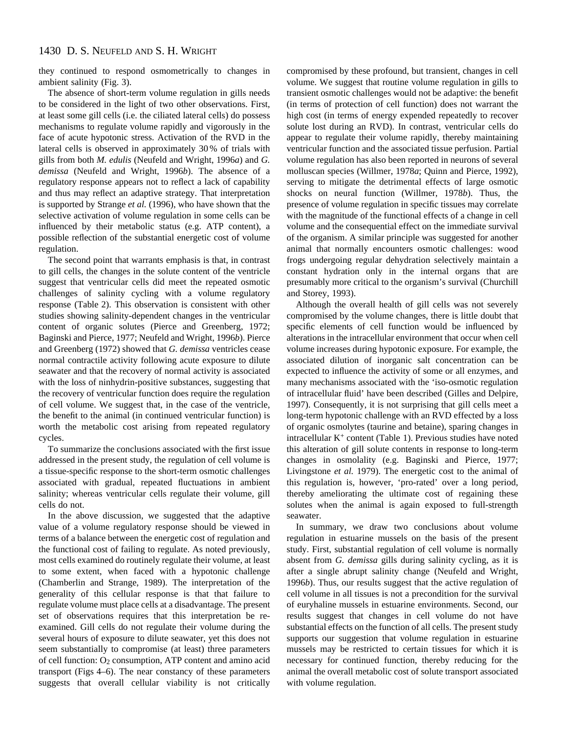they continued to respond osmometrically to changes in ambient salinity (Fig. 3).

The absence of short-term volume regulation in gills needs to be considered in the light of two other observations. First, at least some gill cells (i.e. the ciliated lateral cells) do possess mechanisms to regulate volume rapidly and vigorously in the face of acute hypotonic stress. Activation of the RVD in the lateral cells is observed in approximately 30 % of trials with gills from both *M. edulis* (Neufeld and Wright, 1996*a*) and *G. demissa* (Neufeld and Wright, 1996*b*). The absence of a regulatory response appears not to reflect a lack of capability and thus may reflect an adaptive strategy. That interpretation is supported by Strange *et al.* (1996), who have shown that the selective activation of volume regulation in some cells can be influenced by their metabolic status (e.g. ATP content), a possible reflection of the substantial energetic cost of volume regulation.

The second point that warrants emphasis is that, in contrast to gill cells, the changes in the solute content of the ventricle suggest that ventricular cells did meet the repeated osmotic challenges of salinity cycling with a volume regulatory response (Table 2). This observation is consistent with other studies showing salinity-dependent changes in the ventricular content of organic solutes (Pierce and Greenberg, 1972; Baginski and Pierce, 1977; Neufeld and Wright, 1996*b*). Pierce and Greenberg (1972) showed that *G. demissa* ventricles cease normal contractile activity following acute exposure to dilute seawater and that the recovery of normal activity is associated with the loss of ninhydrin-positive substances, suggesting that the recovery of ventricular function does require the regulation of cell volume. We suggest that, in the case of the ventricle, the benefit to the animal (in continued ventricular function) is worth the metabolic cost arising from repeated regulatory cycles.

To summarize the conclusions associated with the first issue addressed in the present study, the regulation of cell volume is a tissue-specific response to the short-term osmotic challenges associated with gradual, repeated fluctuations in ambient salinity; whereas ventricular cells regulate their volume, gill cells do not.

In the above discussion, we suggested that the adaptive value of a volume regulatory response should be viewed in terms of a balance between the energetic cost of regulation and the functional cost of failing to regulate. As noted previously, most cells examined do routinely regulate their volume, at least to some extent, when faced with a hypotonic challenge (Chamberlin and Strange, 1989). The interpretation of the generality of this cellular response is that that failure to regulate volume must place cells at a disadvantage. The present set of observations requires that this interpretation be re-examined. Gill cells do not regulate their volume during the several hours of exposure to dilute seawater, yet this does not seem substantially to compromise (at least) three parameters of cell function: $O_2$ consumption, ATP content and amino acid transport (Figs 4–6). The near constancy of these parameters suggests that overall cellular viability is not critically compromised by these profound, but transient, changes in cell volume. We suggest that routine volume regulation in gills to transient osmotic challenges would not be adaptive: the benefit (in terms of protection of cell function) does not warrant the high cost (in terms of energy expended repeatedly to recover solute lost during an RVD). In contrast, ventricular cells do appear to regulate their volume rapidly, thereby maintaining ventricular function and the associated tissue perfusion. Partial volume regulation has also been reported in neurons of several molluscan species (Willmer, 1978*a*; Quinn and Pierce, 1992), serving to mitigate the detrimental effects of large osmotic shocks on neural function (Willmer, 1978*b*). Thus, the presence of volume regulation in specific tissues may correlate with the magnitude of the functional effects of a change in cell volume and the consequential effect on the immediate survival of the organism. A similar principle was suggested for another animal that normally encounters osmotic challenges: wood frogs undergoing regular dehydration selectively maintain a constant hydration only in the internal organs that are presumably more critical to the organism's survival (Churchill and Storey, 1993).

Although the overall health of gill cells was not severely compromised by the volume changes, there is little doubt that specific elements of cell function would be influenced by alterations in the intracellular environment that occur when cell volume increases during hypotonic exposure. For example, the associated dilution of inorganic salt concentration can be expected to influence the activity of some or all enzymes, and many mechanisms associated with the 'iso-osmotic regulation of intracellular fluid' have been described (Gilles and Delpire, 1997). Consequently, it is not surprising that gill cells meet a long-term hypotonic challenge with an RVD effected by a loss of organic osmolytes (taurine and betaine), sparing changes in intracellular $K^+$ content (Table 1). Previous studies have noted this alteration of gill solute contents in response to long-term changes in osmolality (e.g. Baginski and Pierce, 1977; Livingstone *et al.* 1979). The energetic cost to the animal of this regulation is, however, 'pro-rated' over a long period, thereby ameliorating the ultimate cost of regaining these solutes when the animal is again exposed to full-strength seawater.

In summary, we draw two conclusions about volume regulation in estuarine mussels on the basis of the present study. First, substantial regulation of cell volume is normally absent from *G. demissa* gills during salinity cycling, as it is after a single abrupt salinity change (Neufeld and Wright, 1996*b*). Thus, our results suggest that the active regulation of cell volume in all tissues is not a precondition for the survival of euryhaline mussels in estuarine environments. Second, our results suggest that changes in cell volume do not have substantial effects on the function of all cells. The present study supports our suggestion that volume regulation in estuarine mussels may be restricted to certain tissues for which it is necessary for continued function, thereby reducing for the animal the overall metabolic cost of solute transport associated with volume regulation.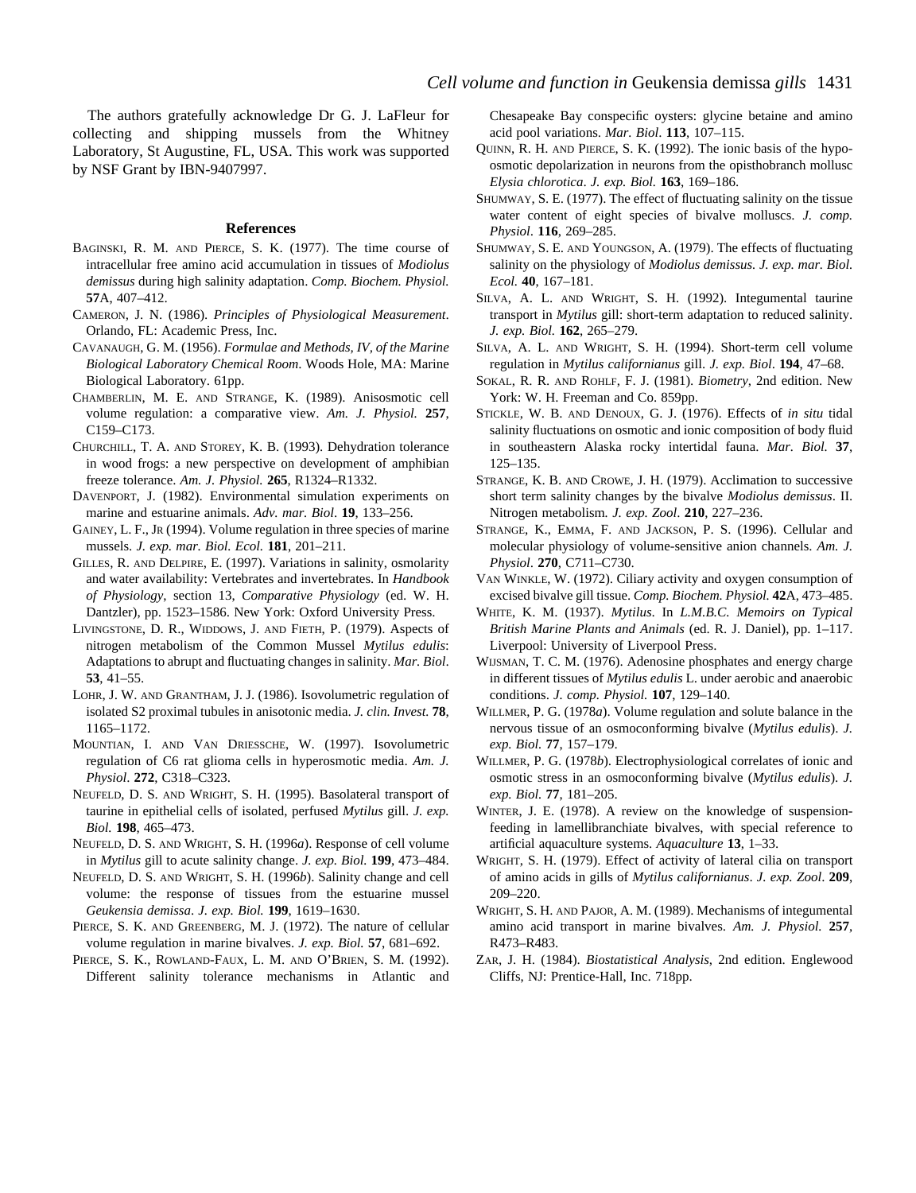The authors gratefully acknowledge Dr G. J. LaFleur for collecting and shipping mussels from the Whitney Laboratory, St Augustine, FL, USA. This work was supported by NSF Grant by IBN-9407997.

## References

BAGINSKI, R. M. AND PIERCE, S. K. (1977). The time course of intracellular free amino acid accumulation in tissues of *Modiolus demissus* during high salinity adaptation. *Comp. Biochem. Physiol.* **57**A, 407–412.

CAMERON, J. N. (1986). *Principles of Physiological Measurement*. Orlando, FL: Academic Press, Inc.

CAVANAUGH, G. M. (1956). *Formulae and Methods, IV, of the Marine Biological Laboratory Chemical Room*. Woods Hole, MA: Marine Biological Laboratory. 61pp.

CHAMBERLIN, M. E. AND STRANGE, K. (1989). Anisosmotic cell volume regulation: a comparative view. *Am. J. Physiol.* **257**, C159–C173.

CHURCHILL, T. A. AND STOREY, K. B. (1993). Dehydration tolerance in wood frogs: a new perspective on development of amphibian freeze tolerance. *Am. J. Physiol.* **265**, R1324–R1332.

DAVENPORT, J. (1982). Environmental simulation experiments on marine and estuarine animals. *Adv. mar. Biol*. **19**, 133–256.

GAINEY, L. F., JR (1994). Volume regulation in three species of marine mussels. *J. exp. mar. Biol. Ecol.* **181**, 201–211.

GILLES, R. AND DELPIRE, E. (1997). Variations in salinity, osmolarity and water availability: Vertebrates and invertebrates. In *Handbook of Physiology*, section 13, *Comparative Physiology* (ed. W. H. Dantzler), pp. 1523–1586. New York: Oxford University Press.

LIVINGSTONE, D. R., WIDDOWS, J. AND FIETH, P. (1979). Aspects of nitrogen metabolism of the Common Mussel *Mytilus edulis*: Adaptations to abrupt and fluctuating changes in salinity. *Mar. Biol*. **53**, 41–55.

LOHR, J. W. AND GRANTHAM, J. J. (1986). Isovolumetric regulation of isolated S2 proximal tubules in anisotonic media. *J. clin. Invest.* **78**, 1165–1172.

MOUNTIAN, I. AND VAN DRIESSCHE, W. (1997). Isovolumetric regulation of C6 rat glioma cells in hyperosmotic media. *Am. J. Physiol*. **272**, C318–C323.

NEUFELD, D. S. AND WRIGHT, S. H. (1995). Basolateral transport of taurine in epithelial cells of isolated, perfused *Mytilus* gill. *J. exp. Biol.* **198**, 465–473.

NEUFELD, D. S. AND WRIGHT, S. H. (1996*a*). Response of cell volume in *Mytilus* gill to acute salinity change. *J. exp. Biol.* **199**, 473–484.

NEUFELD, D. S. AND WRIGHT, S. H. (1996*b*). Salinity change and cell volume: the response of tissues from the estuarine mussel *Geukensia demissa*. *J. exp. Biol.* **199**, 1619–1630.

PIERCE, S. K. AND GREENBERG, M. J. (1972). The nature of cellular volume regulation in marine bivalves. *J. exp. Biol.* **57**, 681–692.

PIERCE, S. K., ROWLAND-FAUX, L. M. AND O'BRIEN, S. M. (1992). Different salinity tolerance mechanisms in Atlantic and Chesapeake Bay conspecific oysters: glycine betaine and amino acid pool variations. *Mar. Biol*. **113**, 107–115.

QUINN, R. H. AND PIERCE, S. K. (1992). The ionic basis of the hypo-osmotic depolarization in neurons from the opisthobranch mollusc *Elysia chlorotica*. *J. exp. Biol.* **163**, 169–186.

SHUMWAY, S. E. (1977). The effect of fluctuating salinity on the tissue water content of eight species of bivalve molluscs. *J. comp. Physiol*. **116**, 269–285.

SHUMWAY, S. E. AND YOUNGSON, A. (1979). The effects of fluctuating salinity on the physiology of *Modiolus demissus. J. exp. mar. Biol. Ecol.* **40**, 167–181.

SILVA, A. L. AND WRIGHT, S. H. (1992). Integumental taurine transport in *Mytilus* gill: short-term adaptation to reduced salinity. *J. exp. Biol.* **162**, 265–279.

SILVA, A. L. AND WRIGHT, S. H. (1994). Short-term cell volume regulation in *Mytilus californianus* gill. *J. exp. Biol*. **194**, 47–68.

SOKAL, R. R. AND ROHLF, F. J. (1981). *Biometry*, 2nd edition. New York: W. H. Freeman and Co. 859pp.

STICKLE, W. B. AND DENOUX, G. J. (1976). Effects of *in situ* tidal salinity fluctuations on osmotic and ionic composition of body fluid in southeastern Alaska rocky intertidal fauna. *Mar. Biol.* **37**, 125–135.

STRANGE, K. B. AND CROWE, J. H. (1979). Acclimation to successive short term salinity changes by the bivalve *Modiolus demissus*. II. Nitrogen metabolism*. J. exp. Zool*. **210**, 227–236.

STRANGE, K., EMMA, F. AND JACKSON, P. S. (1996). Cellular and molecular physiology of volume-sensitive anion channels. *Am. J. Physiol*. **270**, C711–C730.

VAN WINKLE, W. (1972). Ciliary activity and oxygen consumption of excised bivalve gill tissue. *Comp. Biochem. Physiol.* **42**A, 473–485.

WHITE, K. M. (1937). *Mytilus*. In *L.M.B.C. Memoirs on Typical British Marine Plants and Animals* (ed. R. J. Daniel), pp. 1–117. Liverpool: University of Liverpool Press.

WIJSMAN, T. C. M. (1976). Adenosine phosphates and energy charge in different tissues of *Mytilus edulis* L. under aerobic and anaerobic conditions. *J. comp. Physiol.* **107**, 129–140.

WILLMER, P. G. (1978*a*). Volume regulation and solute balance in the nervous tissue of an osmoconforming bivalve (*Mytilus edulis*). *J. exp. Biol.* **77**, 157–179.

WILLMER, P. G. (1978*b*). Electrophysiological correlates of ionic and osmotic stress in an osmoconforming bivalve (*Mytilus edulis*). *J. exp. Biol.* **77**, 181–205.

WINTER, J. E. (1978). A review on the knowledge of suspension-feeding in lamellibranchiate bivalves, with special reference to artificial aquaculture systems. *Aquaculture* **13**, 1–33.

WRIGHT, S. H. (1979). Effect of activity of lateral cilia on transport of amino acids in gills of *Mytilus californianus*. *J. exp. Zool*. **209**, 209–220.

WRIGHT, S. H. AND PAJOR, A. M. (1989). Mechanisms of integumental amino acid transport in marine bivalves. *Am. J. Physiol.* **257**, R473–R483.

ZAR, J. H. (1984). *Biostatistical Analysis*, 2nd edition. Englewood Cliffs, NJ: Prentice-Hall, Inc. 718pp.